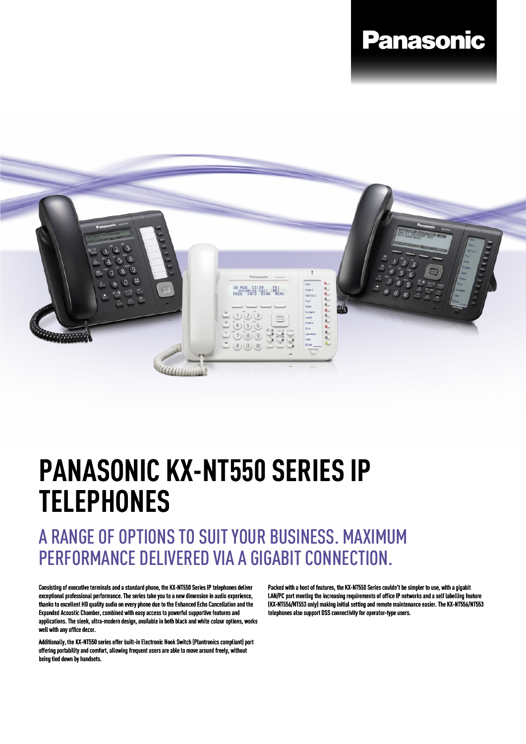Panasonic

# PANASONIC KX-NT550 SERIES IP TELEPHONES

## A RANGE OF OPTIONS TO SUIT YOUR BUSINESS. MAXIMUM PERFORMANCE DELIVERED VIA A GIGABIT CONNECTION.

Consisting of executive terminals and a standard phone, the KX-NT550 Series IP telephones deliver exceptional professional performance. The series take you to a new dimension in audio experience, thanks to excellent HD quality audio on every phone due to the Enhanced Echo Cancellation and the Expanded Acoustic Chamber, combined with easy access to powerful supportive features and applications. The sleek, ultra-modern design, available in both black and white colour options, works well with any office decor.

Additionally, the KX-NT550 series offer built-in Electronic Hook Switch (Plantronics compliant) port offering portability and comfort, allowing frequent users are able to move around freely, without being tied down by handsets.

Packed with a host of features, the KX-NT550 Series couldn't be simpler to use, with a gigabit LAN/PC port meeting the increasing requirements of office IP networks and a self labelling feature (KX-NT556/NT553 only) making initial setting and remote maintenance easier. The KX-NT556/NT553 telephones also support DSS connectivity for operator-type users.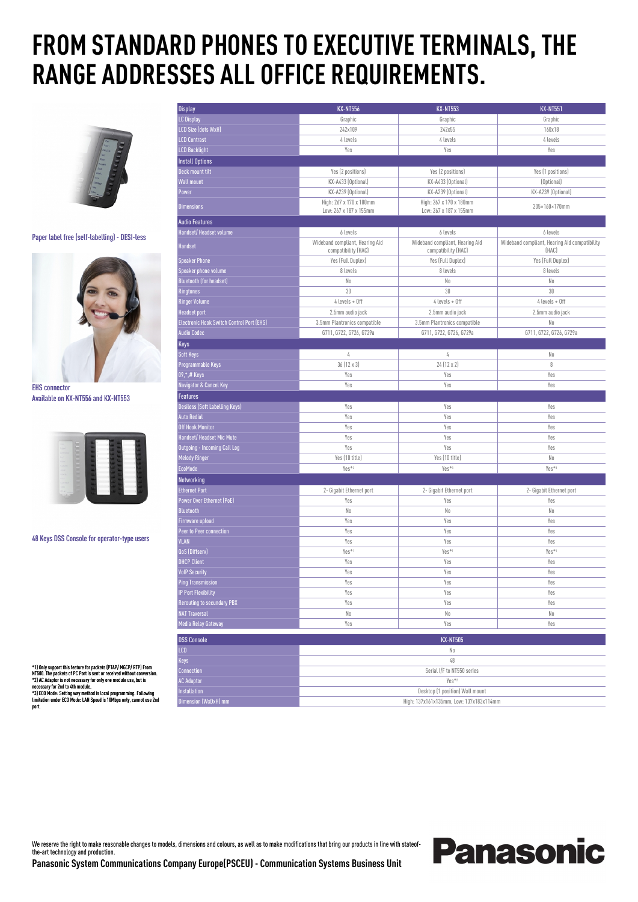# FROM STANDARD PHONES TO EXECUTIVE TERMINALS, THE RANGE ADDRESSES ALL OFFICE REQUIREMENTS.

Paper label free (self-labelling) - DESI-less

EHS connector
Available on KX-NT556 and KX-NT553

48 Keys DSS Console for operator-type users

| Display | KX-NT556 | KX-NT553 | KX-NT551 |
|---|---|---|---|
| LC Display | Graphic | Graphic | Graphic |
| LCD Size (dots WxH) | 242x109 | 242x55 | 160x18 |
| LCD Contrast | 4 levels | 4 levels | 4 levels |
| LCD Backlight | Yes | Yes | Yes |
| **Install Options** | | | |
| Deck mount tilt | Yes (2 positions) | Yes (2 positions) | Yes (1 positions) |
| Wall mount | KX-A433 (Optional) | KX-A433 (Optional) | (Optional) |
| Power | KX-A239 (Optional) | KX-A239 (Optional) | KX-A239 (Optional) |
| Dimensions | High: 267 x 170 x 180mm Low: 267 x 187 x 155mm | High: 267 x 170 x 180mm Low: 267 x 187 x 155mm | 205×160×170mm |
| **Audio Features** | | | |
| Handset/ Headset volume | 6 levels | 6 levels | 6 levels |
| Handset | Wideband compliant, Hearing Aid compatibility (HAC) | Wideband compliant, Hearing Aid compatibility (HAC) | Wideband compliant, Hearing Aid compatibility (HAC) |
| Speaker Phone | Yes (Full Duplex) | Yes (Full Duplex) | Yes (Full Duplex) |
| Speaker phone volume | 8 levels | 8 levels | 8 levels |
| Bluetooth (for headset) | No | No | No |
| Ringtones | 30 | 30 | 30 |
| Ringer Volume | 4 levels + Off | 4 levels + Off | 4 levels + Off |
| Headset port | 2.5mm audio jack | 2.5mm audio jack | 2.5mm audio jack |
| Electronic Hook Switch Control Port (EHS) | 3.5mm Plantronics compatible | 3.5mm Plantronics compatible | No |
| Audio Codec | G711, G722, G726, G729a | G711, G722, G726, G729a | G711, G722, G726, G729a |
| **Keys** | | | |
| Soft Keys | 4 | 4 | No |
| Programmable Keys | 36 (12 x 3) | 24 (12 x 2) | 8 |
| 09,*,# Keys | Yes | Yes | Yes |
| Navigator & Cancel Key | Yes | Yes | Yes |
| **Features** | | | |
| Desiless (Soft Labelling Keys) | Yes | Yes | Yes |
| Auto Redial | Yes | Yes | Yes |
| Off Hook Monitor | Yes | Yes | Yes |
| Handset/ Headset Mic Mute | Yes | Yes | Yes |
| Outgoing - Incoming Call Log | Yes | Yes | Yes |
| Melody Ringer | Yes (10 title) | Yes (10 title) | No |
| EcoMode | Yes*3 | Yes*3 | Yes*3 |
| **Networking** | | | |
| Ethernet Port | 2- Gigabit Ethernet port | 2- Gigabit Ethernet port | 2- Gigabit Ethernet port |
| Power Over Ethernet (PoE) | Yes | Yes | Yes |
| Bluetooth | No | No | No |
| Firmware upload | Yes | Yes | Yes |
| Peer to Peer connection | Yes | Yes | Yes |
| VLAN | Yes | Yes | Yes |
| QoS (Diffserv) | Yes*1 | Yes*1 | Yes*1 |
| DHCP Client | Yes | Yes | Yes |
| VoIP Security | Yes | Yes | Yes |
| Ping Transmission | Yes | Yes | Yes |
| IP Port Flexibility | Yes | Yes | Yes |
| Rerouting to secundary PBX | Yes | Yes | Yes |
| NAT Traversal | No | No | No |
| Media Relay Gateway | Yes | Yes | Yes |

| DSS Console | KX-NT505 |
|---|---|
| LCD | No |
| Keys | 48 |
| Connection | Serial I/F to NT550 series |
| AC Adaptor | Yes*2 |
| Installation | Desktop (1 position) Wall mount |
| Dimension (WxDxH) mm | High: 137x161x135mm, Low: 137x183x114mm |

*1) Only support this feature for packets (PTAP/ MGCP/ RTP) From NT500. The packets of PC Port is sent or received without conversion.
*2) AC Adaptor is not necessary for only one module use, but is necessary for 2nd to 4th module.
*3) ECO Mode: Setting way method is local programming. Following limitation under ECO Mode: LAN Speed is 10Mbps only, cannot use 2nd port.

We reserve the right to make reasonable changes to models, dimensions and colours, as well as to make modifications that bring our products in line with stateof-the-art technology and production.

**Panasonic System Communications Company Europe(PSCEU) - Communication Systems Business Unit**

Panasonic